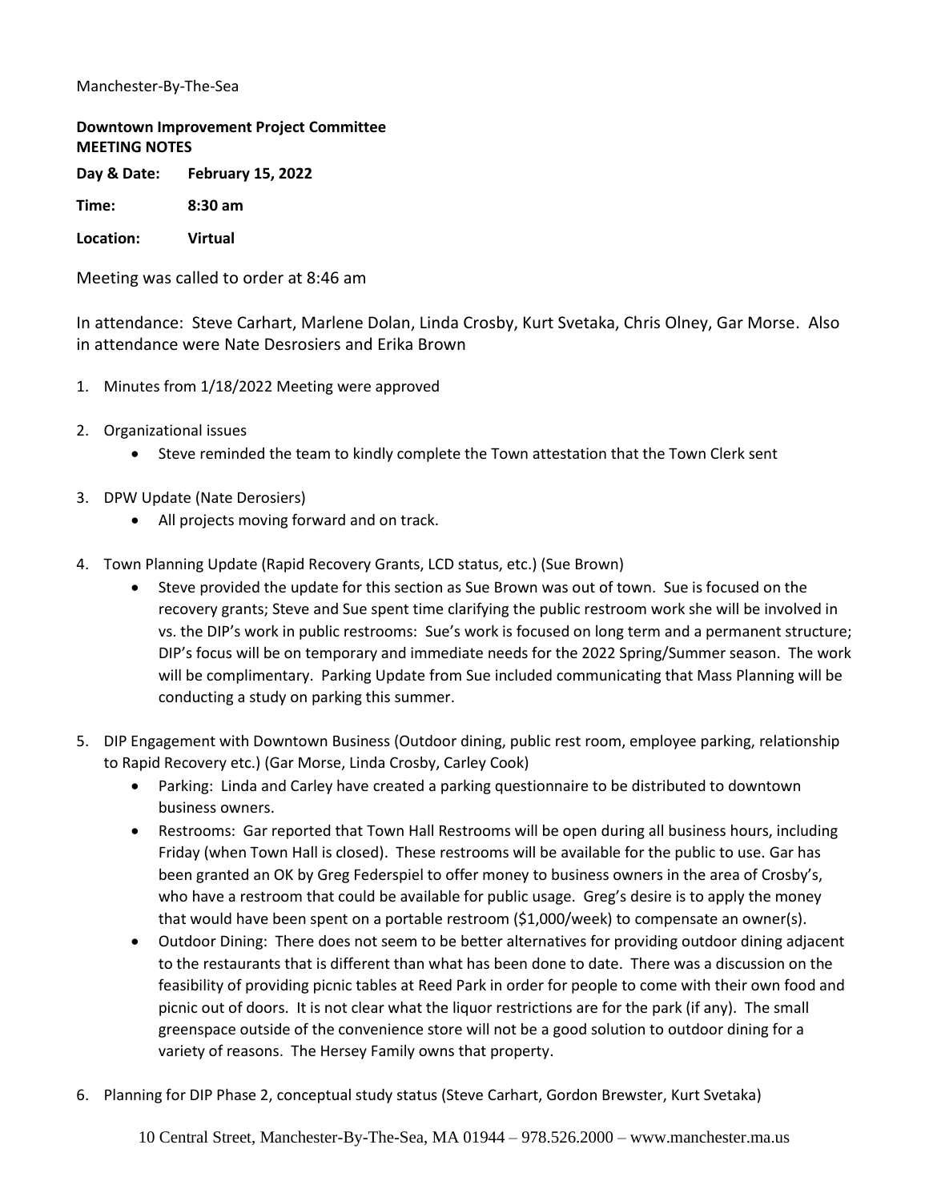Manchester-By-The-Sea

**Downtown Improvement Project Committee**
**MEETING NOTES**

**Day & Date:** **February 15, 2022**

**Time:** **8:30 am**

**Location:** **Virtual**

Meeting was called to order at 8:46 am

In attendance: Steve Carhart, Marlene Dolan, Linda Crosby, Kurt Svetaka, Chris Olney, Gar Morse. Also in attendance were Nate Desrosiers and Erika Brown

1. Minutes from 1/18/2022 Meeting were approved

2. Organizational issues
   - Steve reminded the team to kindly complete the Town attestation that the Town Clerk sent

3. DPW Update (Nate Derosiers)
   - All projects moving forward and on track.

4. Town Planning Update (Rapid Recovery Grants, LCD status, etc.) (Sue Brown)
   - Steve provided the update for this section as Sue Brown was out of town. Sue is focused on the recovery grants; Steve and Sue spent time clarifying the public restroom work she will be involved in vs. the DIP's work in public restrooms: Sue's work is focused on long term and a permanent structure; DIP's focus will be on temporary and immediate needs for the 2022 Spring/Summer season. The work will be complimentary. Parking Update from Sue included communicating that Mass Planning will be conducting a study on parking this summer.

5. DIP Engagement with Downtown Business (Outdoor dining, public rest room, employee parking, relationship to Rapid Recovery etc.) (Gar Morse, Linda Crosby, Carley Cook)
   - Parking: Linda and Carley have created a parking questionnaire to be distributed to downtown business owners.
   - Restrooms: Gar reported that Town Hall Restrooms will be open during all business hours, including Friday (when Town Hall is closed). These restrooms will be available for the public to use. Gar has been granted an OK by Greg Federspiel to offer money to business owners in the area of Crosby's, who have a restroom that could be available for public usage. Greg's desire is to apply the money that would have been spent on a portable restroom ($1,000/week) to compensate an owner(s).
   - Outdoor Dining: There does not seem to be better alternatives for providing outdoor dining adjacent to the restaurants that is different than what has been done to date. There was a discussion on the feasibility of providing picnic tables at Reed Park in order for people to come with their own food and picnic out of doors. It is not clear what the liquor restrictions are for the park (if any). The small greenspace outside of the convenience store will not be a good solution to outdoor dining for a variety of reasons. The Hersey Family owns that property.

6. Planning for DIP Phase 2, conceptual study status (Steve Carhart, Gordon Brewster, Kurt Svetaka)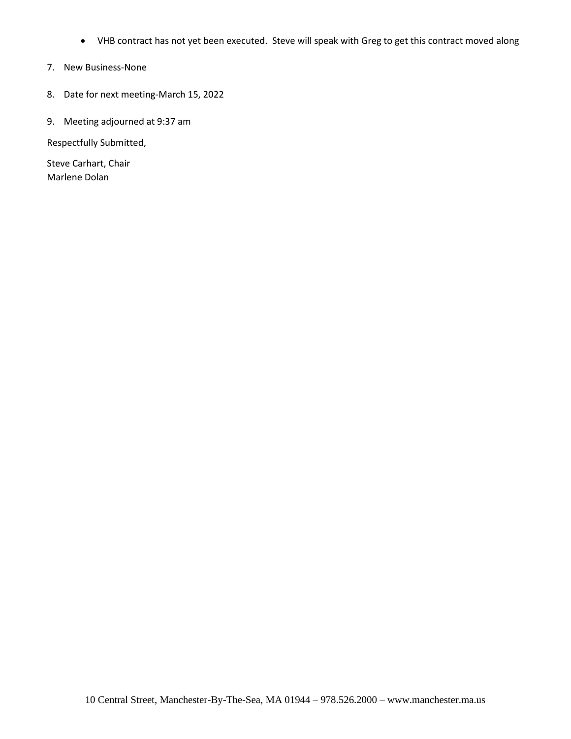- VHB contract has not yet been executed. Steve will speak with Greg to get this contract moved along

7. New Business-None

8. Date for next meeting-March 15, 2022

9. Meeting adjourned at 9:37 am

Respectfully Submitted,

Steve Carhart, Chair
Marlene Dolan